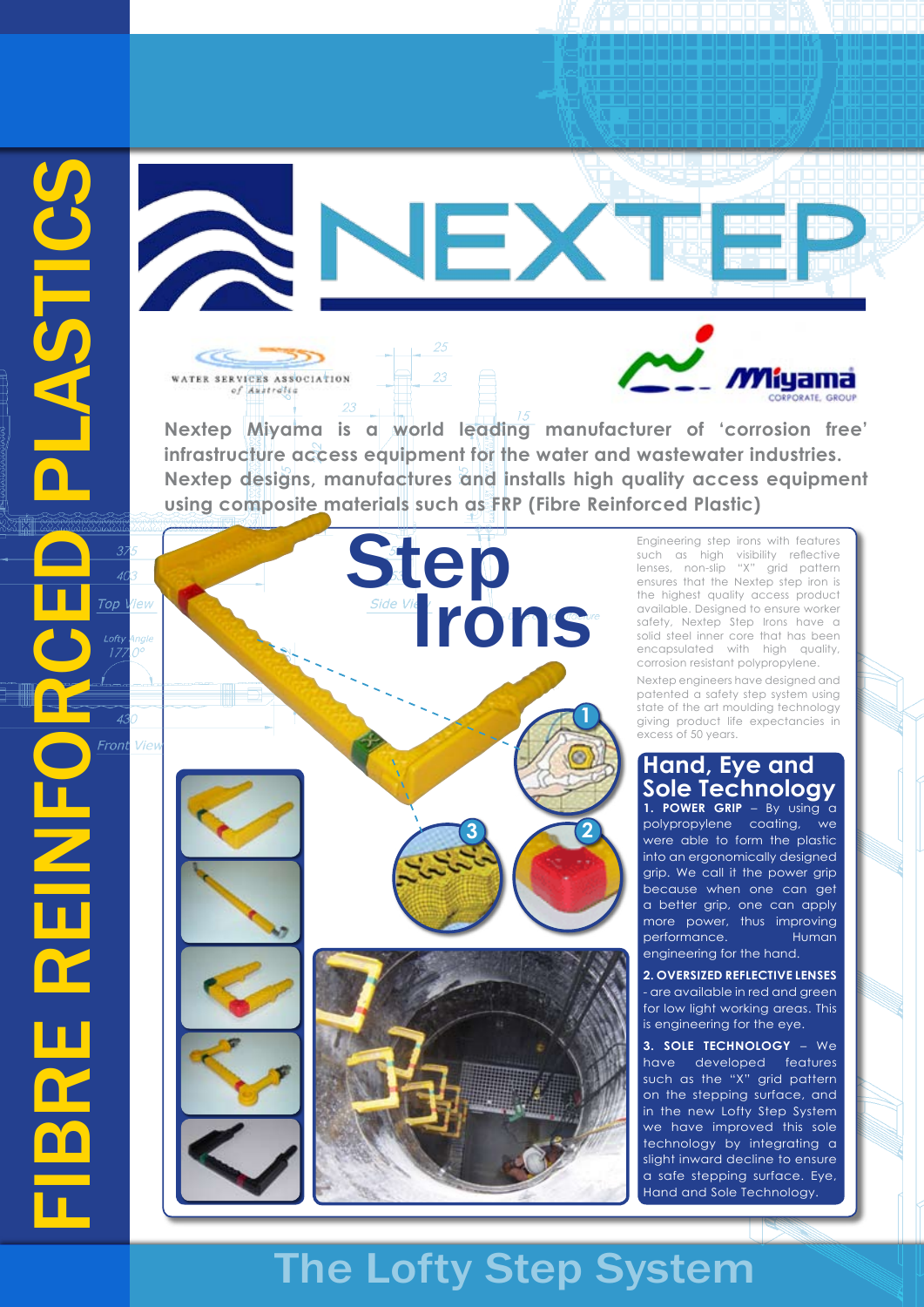# FIBRE REINFORCED PLASTICS

# NEXTEP

WATER SERVICES ASSOCIATION of Australia

Miyama CORPORATE GROUP

**Nextep Miyama is a world leading manufacturer of 'corrosion free' infrastructure access equipment for the water and wastewater industries. Nextep designs, manufactures and installs high quality access equipment using composite materials such as FRP (Fibre Reinforced Plastic)**

# Step Irons

Engineering step irons with features such as high visibility reflective lenses, non-slip "X" grid pattern ensures that the Nextep step iron is the highest quality access product available. Designed to ensure worker safety, Nextep Step Irons have a solid steel inner core that has been encapsulated with high quality, corrosion resistant polypropylene.

Nextep engineers have designed and patented a safety step system using state of the art moulding technology giving product life expectancies in excess of 50 years.

## Hand, Eye and Sole Technology

**1. POWER GRIP** – By using a polypropylene coating, we were able to form the plastic into an ergonomically designed grip. We call it the power grip because when one can get a better grip, one can apply more power, thus improving performance. Human engineering for the hand.

**2. OVERSIZED REFLECTIVE LENSES** - are available in red and green for low light working areas. This is engineering for the eye.

**3. SOLE TECHNOLOGY** – We have developed features such as the "X" grid pattern on the stepping surface, and in the new Lofty Step System we have improved this sole technology by integrating a slight inward decline to ensure a safe stepping surface. Eye, Hand and Sole Technology.

# The Lofty Step System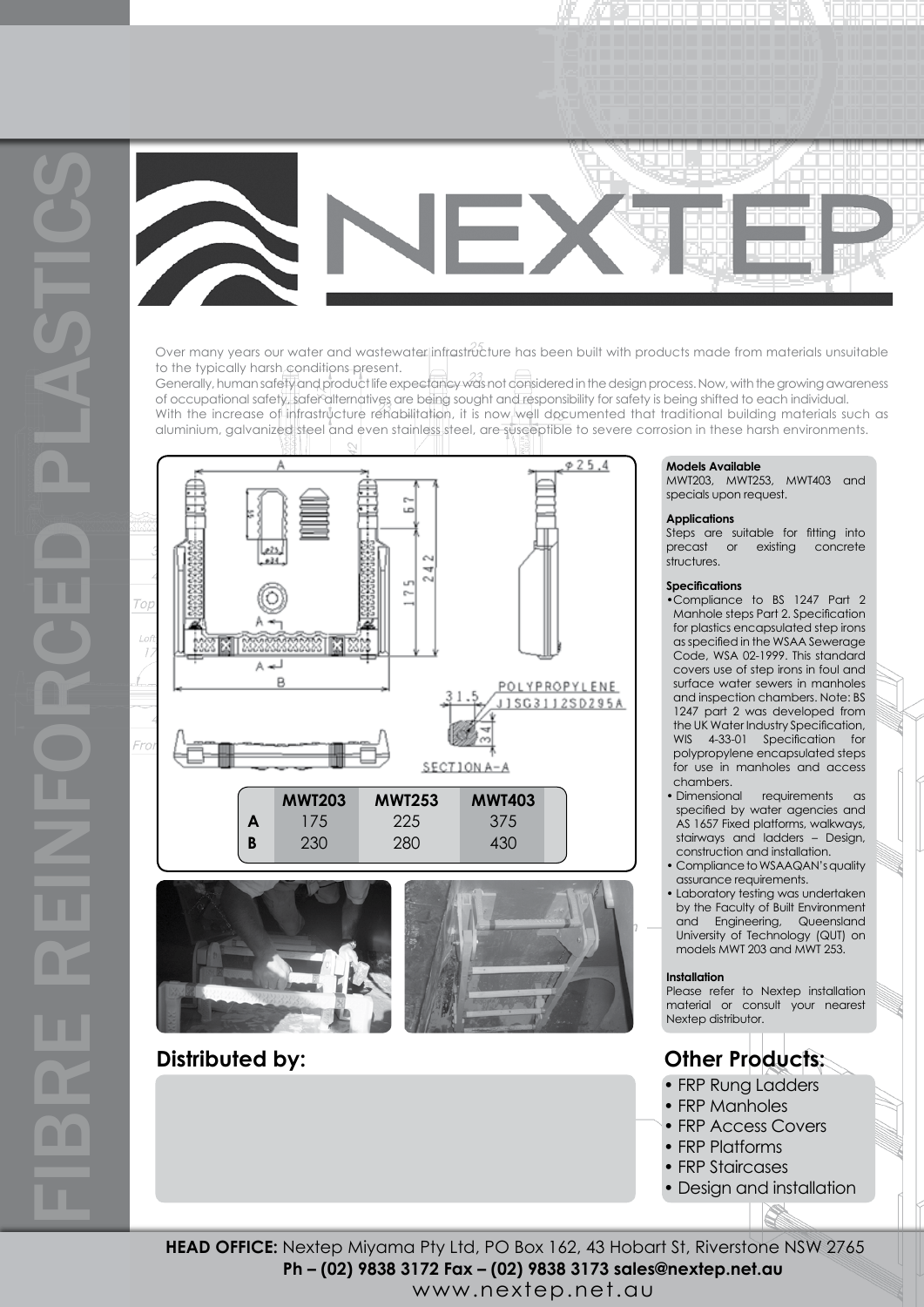# NEXTEP

FIBRE REINFORCED PLASTICS

Over many years our water and wastewater infrastructure has been built with products made from materials unsuitable to the typically harsh conditions present.

Generally, human safety and product life expectancy was not considered in the design process. Now, with the growing awareness of occupational safety, safer alternatives are being sought and responsibility for safety is being shifted to each individual.

With the increase of infrastructure rehabilitation, it is now well documented that traditional building materials such as aluminium, galvanized steel and even stainless steel, are susceptible to severe corrosion in these harsh environments.

A
φ25.4
57
242
175
A
A
B
POLYPROPYLENE
31.5
J1SG3112SD295A
34
SECTION A-A

| | MWT203 | MWT253 | MWT403 |
|---|---|---|---|
| A | 175 | 225 | 375 |
| B | 230 | 280 | 430 |

**Models Available**
MWT203, MWT253, MWT403 and specials upon request.

**Applications**
Steps are suitable for fitting into precast or existing concrete structures.

**Specifications**

- Compliance to BS 1247 Part 2 Manhole steps Part 2. Specification for plastics encapsulated step irons as specified in the WSAA Sewerage Code, WSA 02-1999. This standard covers use of step irons in foul and surface water sewers in manholes and inspection chambers. Note: BS 1247 part 2 was developed from the UK Water Industry Specification, WIS 4-33-01 Specification for polypropylene encapsulated steps for use in manholes and access chambers.
- Dimensional requirements as specified by water agencies and AS 1657 Fixed platforms, walkways, stairways and ladders – Design, construction and installation.
- Compliance to WSAAQAN's quality assurance requirements.
- Laboratory testing was undertaken by the Faculty of Built Environment and Engineering, Queensland University of Technology (QUT) on models MWT 203 and MWT 253.

**Installation**
Please refer to Nextep installation material or consult your nearest Nextep distributor.

## Distributed by:

## Other Products:

- FRP Rung Ladders
- FRP Manholes
- FRP Access Covers
- FRP Platforms
- FRP Staircases
- Design and installation

**HEAD OFFICE:** Nextep Miyama Pty Ltd, PO Box 162, 43 Hobart St, Riverstone NSW 2765
**Ph – (02) 9838 3172 Fax – (02) 9838 3173 sales@nextep.net.au**
www.nextep.net.au